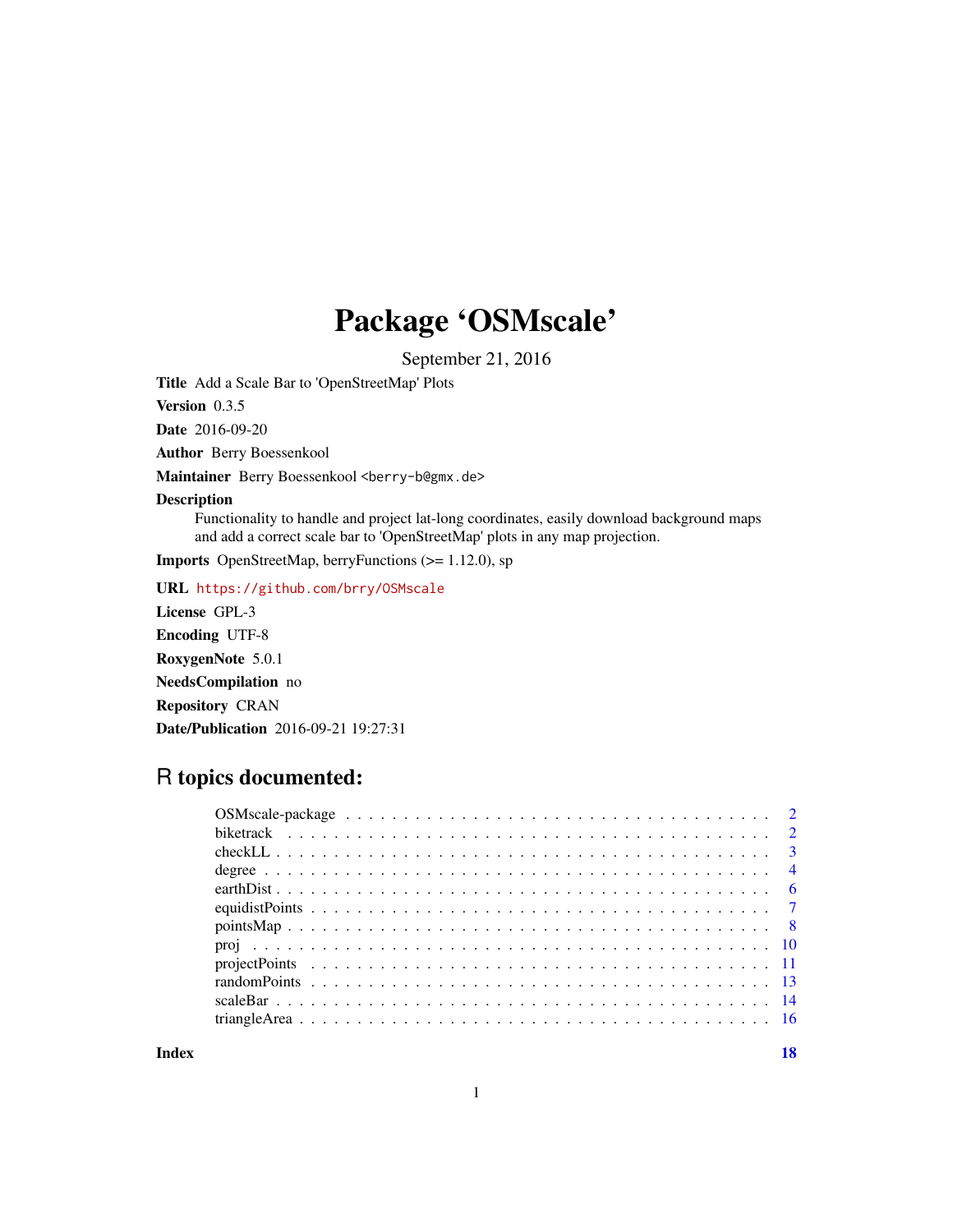# Package 'OSMscale'

September 21, 2016

**Title** Add a Scale Bar to 'OpenStreetMap' Plots

**Version** 0.3.5

**Date** 2016-09-20

**Author** Berry Boessenkool

**Maintainer** Berry Boessenkool <berry-b@gmx.de>

**Description**
Functionality to handle and project lat-long coordinates, easily download background maps and add a correct scale bar to 'OpenStreetMap' plots in any map projection.

**Imports** OpenStreetMap, berryFunctions (>= 1.12.0), sp

**URL** https://github.com/brry/OSMscale

**License** GPL-3

**Encoding** UTF-8

**RoxygenNote** 5.0.1

**NeedsCompilation** no

**Repository** CRAN

**Date/Publication** 2016-09-21 19:27:31

## R topics documented:

| | |
|---|---|
| OSMscale-package | 2 |
| biketrack | 2 |
| checkLL | 3 |
| degree | 4 |
| earthDist | 6 |
| equidistPoints | 7 |
| pointsMap | 8 |
| proj | 10 |
| projectPoints | 11 |
| randomPoints | 13 |
| scaleBar | 14 |
| triangleArea | 16 |
| **Index** | **18** |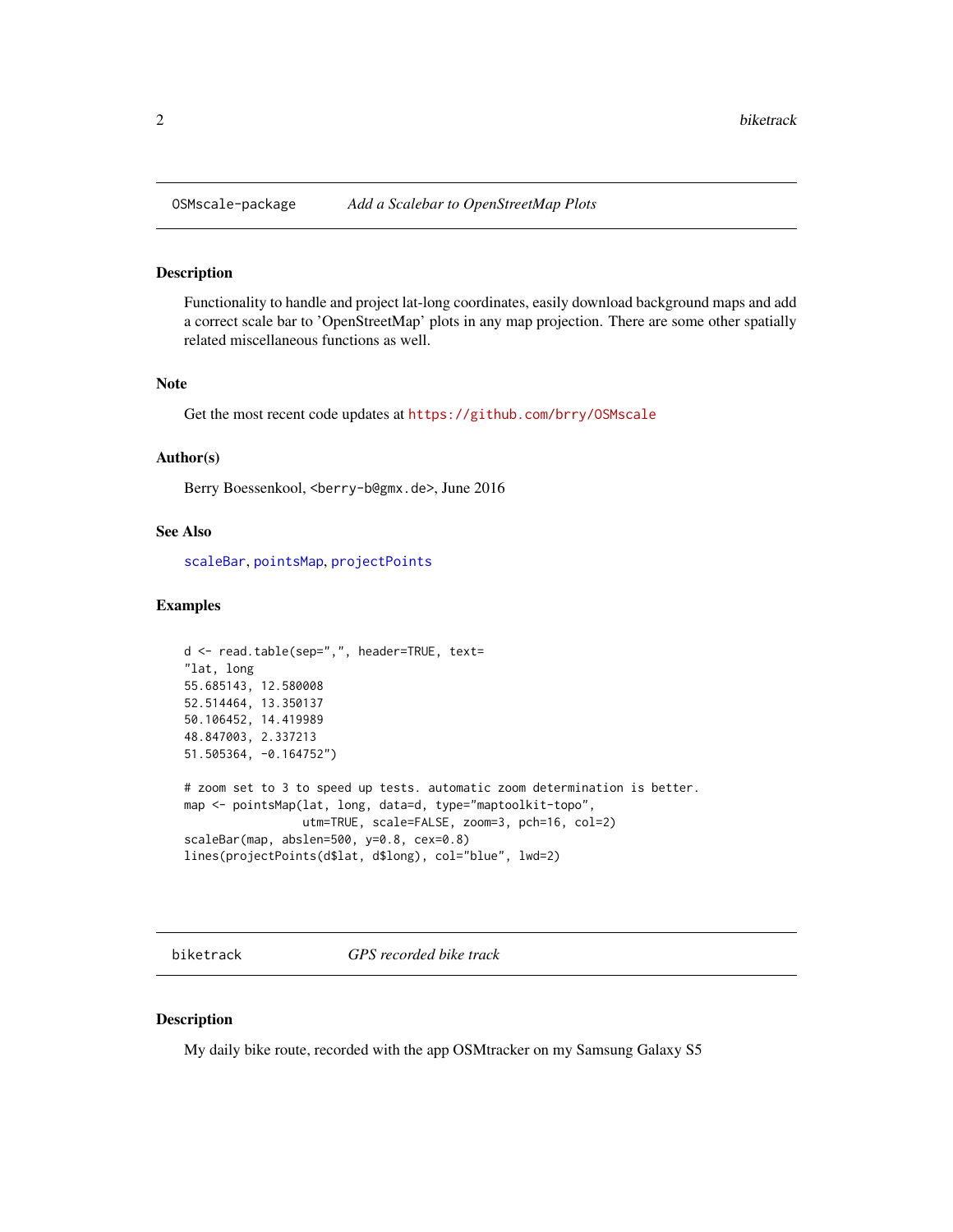## OSMscale-package — *Add a Scalebar to OpenStreetMap Plots*

### Description

Functionality to handle and project lat-long coordinates, easily download background maps and add a correct scale bar to 'OpenStreetMap' plots in any map projection. There are some other spatially related miscellaneous functions as well.

### Note

Get the most recent code updates at https://github.com/brry/OSMscale

### Author(s)

Berry Boessenkool, <berry-b@gmx.de>, June 2016

### See Also

scaleBar, pointsMap, projectPoints

### Examples

```
d <- read.table(sep=",", header=TRUE, text=
"lat, long
55.685143, 12.580008
52.514464, 13.350137
50.106452, 14.419989
48.847003, 2.337213
51.505364, -0.164752")

# zoom set to 3 to speed up tests. automatic zoom determination is better.
map <- pointsMap(lat, long, data=d, type="maptoolkit-topo",
                 utm=TRUE, scale=FALSE, zoom=3, pch=16, col=2)
scaleBar(map, abslen=500, y=0.8, cex=0.8)
lines(projectPoints(d$lat, d$long), col="blue", lwd=2)
```

## biketrack — *GPS recorded bike track*

### Description

My daily bike route, recorded with the app OSMtracker on my Samsung Galaxy S5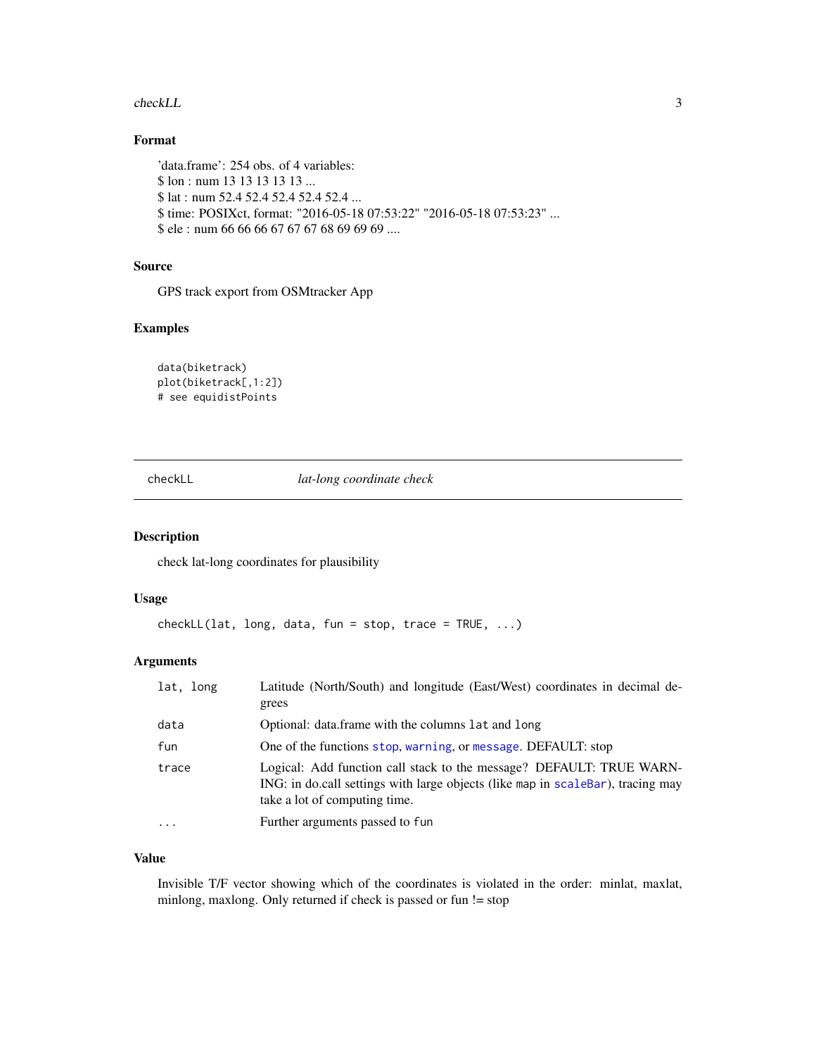### Format

'data.frame': 254 obs. of 4 variables:
$ lon : num 13 13 13 13 13 ...
$ lat : num 52.4 52.4 52.4 52.4 52.4 ...
$ time: POSIXct, format: "2016-05-18 07:53:22" "2016-05-18 07:53:23" ...
$ ele : num 66 66 66 67 67 67 68 69 69 69 ....

### Source

GPS track export from OSMtracker App

### Examples

```
data(biketrack)
plot(biketrack[,1:2])
# see equidistPoints
```

---

## checkLL *lat-long coordinate check*

---

### Description

check lat-long coordinates for plausibility

### Usage

```
checkLL(lat, long, data, fun = stop, trace = TRUE, ...)
```

### Arguments

| | |
|---|---|
| `lat, long` | Latitude (North/South) and longitude (East/West) coordinates in decimal degrees |
| `data` | Optional: data.frame with the columns `lat` and `long` |
| `fun` | One of the functions `stop`, `warning`, or `message`. DEFAULT: stop |
| `trace` | Logical: Add function call stack to the message? DEFAULT: TRUE WARNING: in do.call settings with large objects (like `map` in `scaleBar`), tracing may take a lot of computing time. |
| `...` | Further arguments passed to `fun` |

### Value

Invisible T/F vector showing which of the coordinates is violated in the order: minlat, maxlat, minlong, maxlong. Only returned if check is passed or fun != stop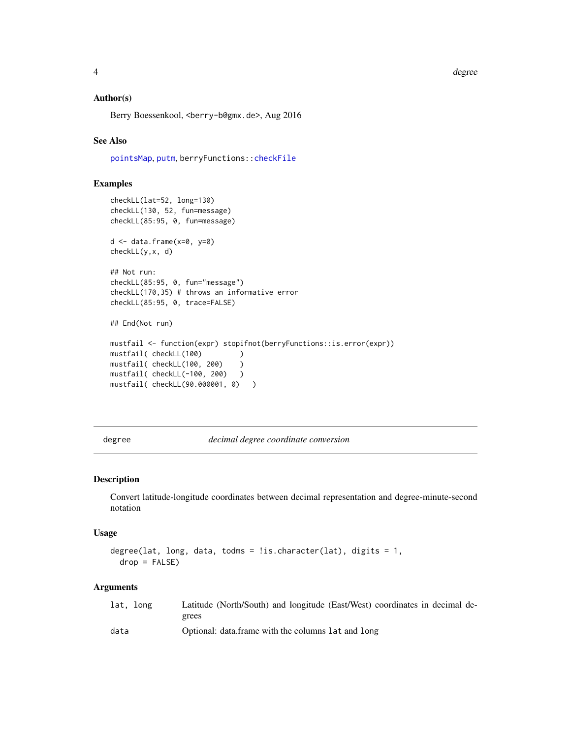### Author(s)

Berry Boessenkool, <berry-b@gmx.de>, Aug 2016

### See Also

pointsMap, putm, berryFunctions::checkFile

### Examples

```
checkLL(lat=52, long=130)
checkLL(130, 52, fun=message)
checkLL(85:95, 0, fun=message)

d <- data.frame(x=0, y=0)
checkLL(y,x, d)

## Not run:
checkLL(85:95, 0, fun="message")
checkLL(170,35) # throws an informative error
checkLL(85:95, 0, trace=FALSE)

## End(Not run)

mustfail <- function(expr) stopifnot(berryFunctions::is.error(expr))
mustfail( checkLL(100)         )
mustfail( checkLL(100, 200)    )
mustfail( checkLL(-100, 200)   )
mustfail( checkLL(90.000001, 0)   )
```

---

## degree — *decimal degree coordinate conversion*

### Description

Convert latitude-longitude coordinates between decimal representation and degree-minute-second notation

### Usage

```
degree(lat, long, data, todms = !is.character(lat), digits = 1,
  drop = FALSE)
```

### Arguments

| | |
|---|---|
| lat, long | Latitude (North/South) and longitude (East/West) coordinates in decimal degrees |
| data | Optional: data.frame with the columns lat and long |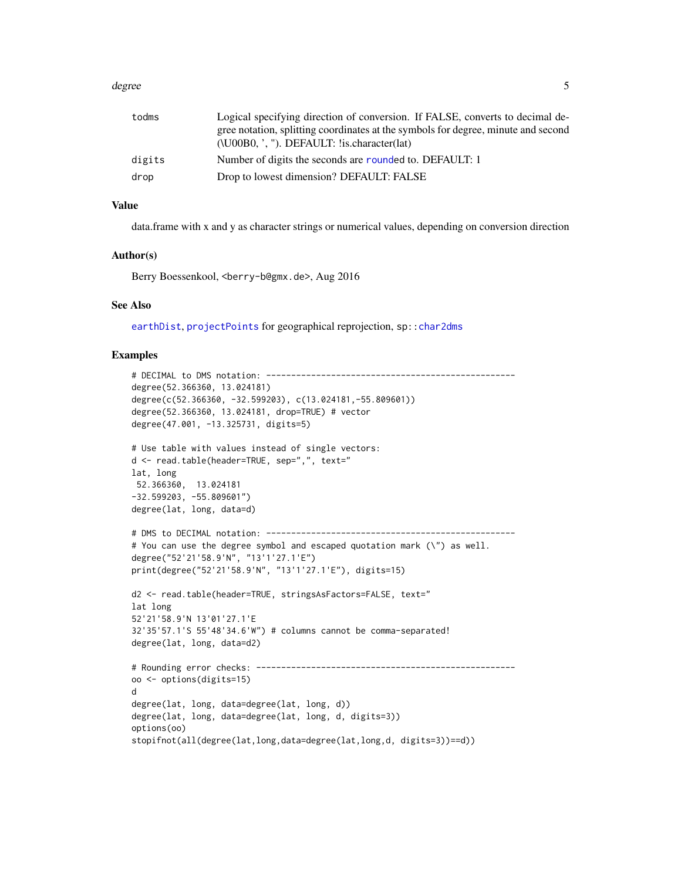| | |
|---|---|
| todms | Logical specifying direction of conversion. If FALSE, converts to decimal degree notation, splitting coordinates at the symbols for degree, minute and second (\U00B0, ', "). DEFAULT: !is.character(lat) |
| digits | Number of digits the seconds are rounded to. DEFAULT: 1 |
| drop | Drop to lowest dimension? DEFAULT: FALSE |

## Value

data.frame with x and y as character strings or numerical values, depending on conversion direction

## Author(s)

Berry Boessenkool, <berry-b@gmx.de>, Aug 2016

## See Also

earthDist, projectPoints for geographical reprojection, sp::char2dms

## Examples

```
# DECIMAL to DMS notation: --------------------------------------------------
degree(52.366360, 13.024181)
degree(c(52.366360, -32.599203), c(13.024181,-55.809601))
degree(52.366360, 13.024181, drop=TRUE) # vector
degree(47.001, -13.325731, digits=5)

# Use table with values instead of single vectors:
d <- read.table(header=TRUE, sep=",", text="
lat, long
 52.366360,  13.024181
-32.599203, -55.809601")
degree(lat, long, data=d)

# DMS to DECIMAL notation: --------------------------------------------------
# You can use the degree symbol and escaped quotation mark (\") as well.
degree("52'21'58.9'N", "13'1'27.1'E")
print(degree("52'21'58.9'N", "13'1'27.1'E"), digits=15)

d2 <- read.table(header=TRUE, stringsAsFactors=FALSE, text="
lat long
52'21'58.9'N 13'01'27.1'E
32'35'57.1'S 55'48'34.6'W") # columns cannot be comma-separated!
degree(lat, long, data=d2)

# Rounding error checks: ----------------------------------------------------
oo <- options(digits=15)
d
degree(lat, long, data=degree(lat, long, d))
degree(lat, long, data=degree(lat, long, d, digits=3))
options(oo)
stopifnot(all(degree(lat,long,data=degree(lat,long,d, digits=3))==d))
```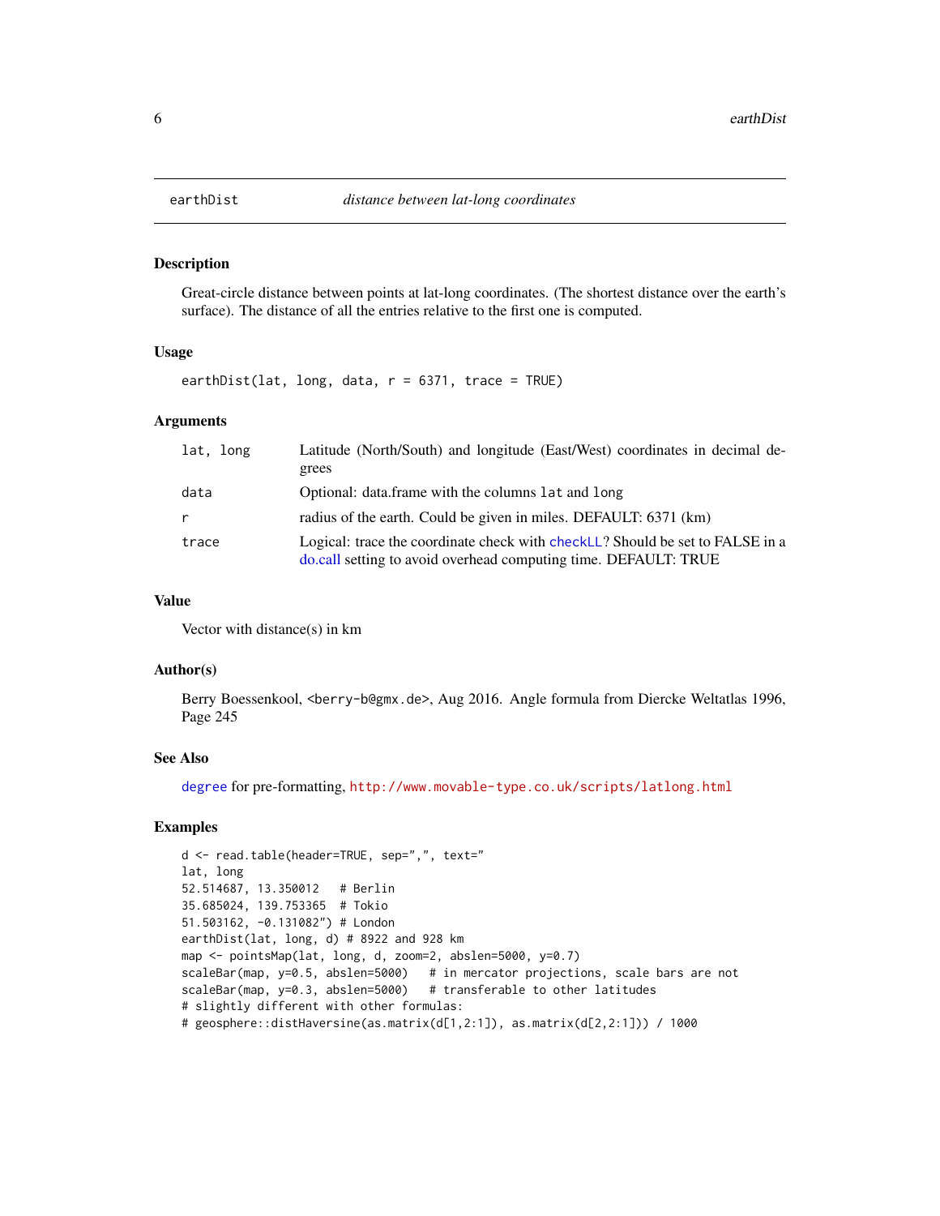earthDist — *distance between lat-long coordinates*

## Description

Great-circle distance between points at lat-long coordinates. (The shortest distance over the earth's surface). The distance of all the entries relative to the first one is computed.

## Usage

```
earthDist(lat, long, data, r = 6371, trace = TRUE)
```

## Arguments

| | |
|---|---|
| `lat, long` | Latitude (North/South) and longitude (East/West) coordinates in decimal degrees |
| `data` | Optional: data.frame with the columns `lat` and `long` |
| `r` | radius of the earth. Could be given in miles. DEFAULT: 6371 (km) |
| `trace` | Logical: trace the coordinate check with `checkLL`? Should be set to FALSE in a do.call setting to avoid overhead computing time. DEFAULT: TRUE |

## Value

Vector with distance(s) in km

## Author(s)

Berry Boessenkool, <berry-b@gmx.de>, Aug 2016. Angle formula from Diercke Weltatlas 1996, Page 245

## See Also

`degree` for pre-formatting, `http://www.movable-type.co.uk/scripts/latlong.html`

## Examples

```
d <- read.table(header=TRUE, sep=",", text="
lat, long
52.514687, 13.350012   # Berlin
35.685024, 139.753365  # Tokio
51.503162, -0.131082") # London
earthDist(lat, long, d) # 8922 and 928 km
map <- pointsMap(lat, long, d, zoom=2, abslen=5000, y=0.7)
scaleBar(map, y=0.5, abslen=5000)   # in mercator projections, scale bars are not
scaleBar(map, y=0.3, abslen=5000)   # transferable to other latitudes
# slightly different with other formulas:
# geosphere::distHaversine(as.matrix(d[1,2:1]), as.matrix(d[2,2:1])) / 1000
```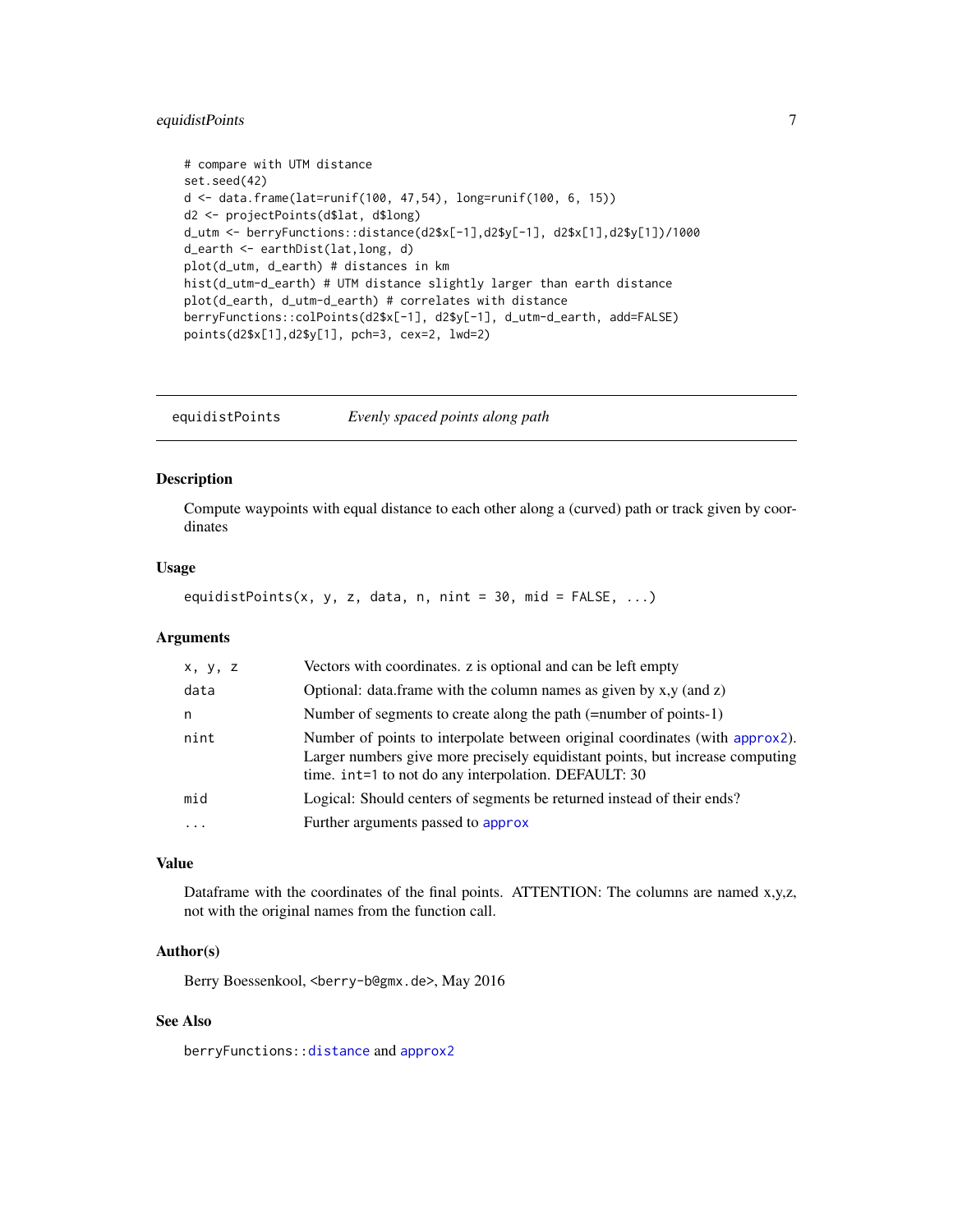```
# compare with UTM distance
set.seed(42)
d <- data.frame(lat=runif(100, 47,54), long=runif(100, 6, 15))
d2 <- projectPoints(d$lat, d$long)
d_utm <- berryFunctions::distance(d2$x[-1],d2$y[-1], d2$x[1],d2$y[1])/1000
d_earth <- earthDist(lat,long, d)
plot(d_utm, d_earth) # distances in km
hist(d_utm-d_earth) # UTM distance slightly larger than earth distance
plot(d_earth, d_utm-d_earth) # correlates with distance
berryFunctions::colPoints(d2$x[-1], d2$y[-1], d_utm-d_earth, add=FALSE)
points(d2$x[1],d2$y[1], pch=3, cex=2, lwd=2)
```

---

## equidistPoints — *Evenly spaced points along path*

---

### Description

Compute waypoints with equal distance to each other along a (curved) path or track given by coordinates

### Usage

```
equidistPoints(x, y, z, data, n, nint = 30, mid = FALSE, ...)
```

### Arguments

| Argument | Description |
|---|---|
| `x, y, z` | Vectors with coordinates. z is optional and can be left empty |
| `data` | Optional: data.frame with the column names as given by x,y (and z) |
| `n` | Number of segments to create along the path (=number of points-1) |
| `nint` | Number of points to interpolate between original coordinates (with `approx2`). Larger numbers give more precisely equidistant points, but increase computing time. `int=1` to not do any interpolation. DEFAULT: 30 |
| `mid` | Logical: Should centers of segments be returned instead of their ends? |
| `...` | Further arguments passed to `approx` |

### Value

Dataframe with the coordinates of the final points. ATTENTION: The columns are named x,y,z, not with the original names from the function call.

### Author(s)

Berry Boessenkool, <berry-b@gmx.de>, May 2016

### See Also

`berryFunctions::distance` and `approx2`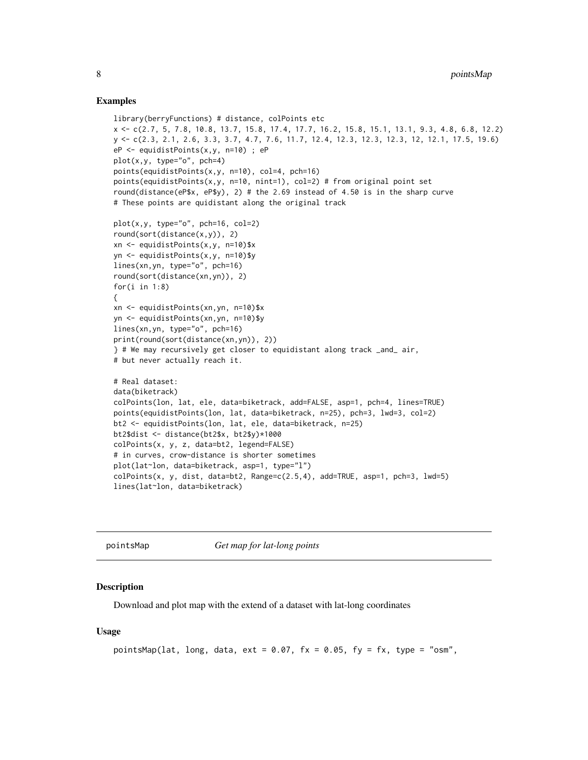### Examples

```
library(berryFunctions) # distance, colPoints etc
x <- c(2.7, 5, 7.8, 10.8, 13.7, 15.8, 17.4, 17.7, 16.2, 15.8, 15.1, 13.1, 9.3, 4.8, 6.8, 12.2)
y <- c(2.3, 2.1, 2.6, 3.3, 3.7, 4.7, 7.6, 11.7, 12.4, 12.3, 12.3, 12.3, 12, 12.1, 17.5, 19.6)
eP <- equidistPoints(x,y, n=10) ; eP
plot(x,y, type="o", pch=4)
points(equidistPoints(x,y, n=10), col=4, pch=16)
points(equidistPoints(x,y, n=10, nint=1), col=2) # from original point set
round(distance(eP$x, eP$y), 2) # the 2.69 instead of 4.50 is in the sharp curve
# These points are quidistant along the original track

plot(x,y, type="o", pch=16, col=2)
round(sort(distance(x,y)), 2)
xn <- equidistPoints(x,y, n=10)$x
yn <- equidistPoints(x,y, n=10)$y
lines(xn,yn, type="o", pch=16)
round(sort(distance(xn,yn)), 2)
for(i in 1:8)
{
xn <- equidistPoints(xn,yn, n=10)$x
yn <- equidistPoints(xn,yn, n=10)$y
lines(xn,yn, type="o", pch=16)
print(round(sort(distance(xn,yn)), 2))
} # We may recursively get closer to equidistant along track _and_ air,
# but never actually reach it.

# Real dataset:
data(biketrack)
colPoints(lon, lat, ele, data=biketrack, add=FALSE, asp=1, pch=4, lines=TRUE)
points(equidistPoints(lon, lat, data=biketrack, n=25), pch=3, lwd=3, col=2)
bt2 <- equidistPoints(lon, lat, ele, data=biketrack, n=25)
bt2$dist <- distance(bt2$x, bt2$y)*1000
colPoints(x, y, z, data=bt2, legend=FALSE)
# in curves, crow-distance is shorter sometimes
plot(lat~lon, data=biketrack, asp=1, type="l")
colPoints(x, y, dist, data=bt2, Range=c(2.5,4), add=TRUE, asp=1, pch=3, lwd=5)
lines(lat~lon, data=biketrack)
```

---

## pointsMap — *Get map for lat-long points*

---

### Description

Download and plot map with the extend of a dataset with lat-long coordinates

### Usage

```
pointsMap(lat, long, data, ext = 0.07, fx = 0.05, fy = fx, type = "osm",
```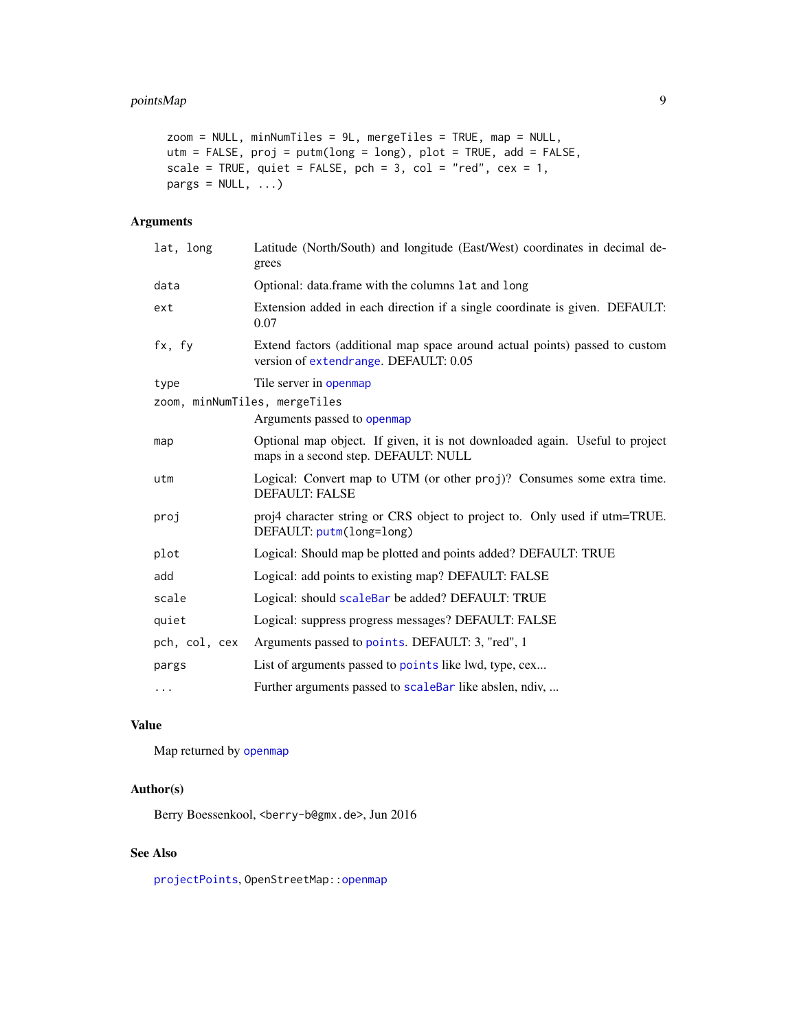```
zoom = NULL, minNumTiles = 9L, mergeTiles = TRUE, map = NULL,
utm = FALSE, proj = putm(long = long), plot = TRUE, add = FALSE,
scale = TRUE, quiet = FALSE, pch = 3, col = "red", cex = 1,
pargs = NULL, ...)
```

## Arguments

| Argument | Description |
|---|---|
| `lat, long` | Latitude (North/South) and longitude (East/West) coordinates in decimal degrees |
| `data` | Optional: data.frame with the columns `lat` and `long` |
| `ext` | Extension added in each direction if a single coordinate is given. DEFAULT: 0.07 |
| `fx, fy` | Extend factors (additional map space around actual points) passed to custom version of `extendrange`. DEFAULT: 0.05 |
| `type` | Tile server in `openmap` |
| `zoom, minNumTiles, mergeTiles` | Arguments passed to `openmap` |
| `map` | Optional map object. If given, it is not downloaded again. Useful to project maps in a second step. DEFAULT: NULL |
| `utm` | Logical: Convert map to UTM (or other `proj`)? Consumes some extra time. DEFAULT: FALSE |
| `proj` | proj4 character string or CRS object to project to. Only used if utm=TRUE. DEFAULT: `putm(long=long)` |
| `plot` | Logical: Should map be plotted and points added? DEFAULT: TRUE |
| `add` | Logical: add points to existing map? DEFAULT: FALSE |
| `scale` | Logical: should `scaleBar` be added? DEFAULT: TRUE |
| `quiet` | Logical: suppress progress messages? DEFAULT: FALSE |
| `pch, col, cex` | Arguments passed to `points`. DEFAULT: 3, "red", 1 |
| `pargs` | List of arguments passed to `points` like lwd, type, cex... |
| `...` | Further arguments passed to `scaleBar` like abslen, ndiv, ... |

## Value

Map returned by `openmap`

## Author(s)

Berry Boessenkool, <berry-b@gmx.de>, Jun 2016

## See Also

`projectPoints`, `OpenStreetMap::openmap`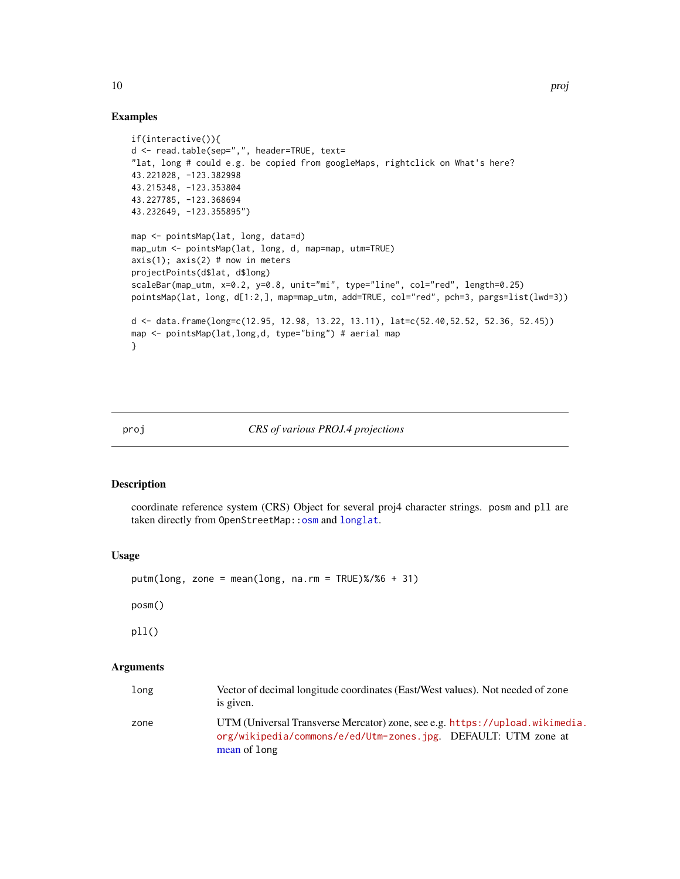## Examples

```
if(interactive()){
d <- read.table(sep=",", header=TRUE, text=
"lat, long # could e.g. be copied from googleMaps, rightclick on What's here?
43.221028, -123.382998
43.215348, -123.353804
43.227785, -123.368694
43.232649, -123.355895")

map <- pointsMap(lat, long, data=d)
map_utm <- pointsMap(lat, long, d, map=map, utm=TRUE)
axis(1); axis(2) # now in meters
projectPoints(d$lat, d$long)
scaleBar(map_utm, x=0.2, y=0.8, unit="mi", type="line", col="red", length=0.25)
pointsMap(lat, long, d[1:2,], map=map_utm, add=TRUE, col="red", pch=3, pargs=list(lwd=3))

d <- data.frame(long=c(12.95, 12.98, 13.22, 13.11), lat=c(52.40,52.52, 52.36, 52.45))
map <- pointsMap(lat,long,d, type="bing") # aerial map
}
```

---

# proj — *CRS of various PROJ.4 projections*

## Description

coordinate reference system (CRS) Object for several proj4 character strings. `posm` and `pll` are taken directly from `OpenStreetMap::osm` and `longlat`.

## Usage

```
putm(long, zone = mean(long, na.rm = TRUE)%/%6 + 31)

posm()

pll()
```

## Arguments

| | |
|---|---|
| `long` | Vector of decimal longitude coordinates (East/West values). Not needed of `zone` is given. |
| `zone` | UTM (Universal Transverse Mercator) zone, see e.g. https://upload.wikimedia.org/wikipedia/commons/e/ed/Utm-zones.jpg. DEFAULT: UTM zone at mean of `long` |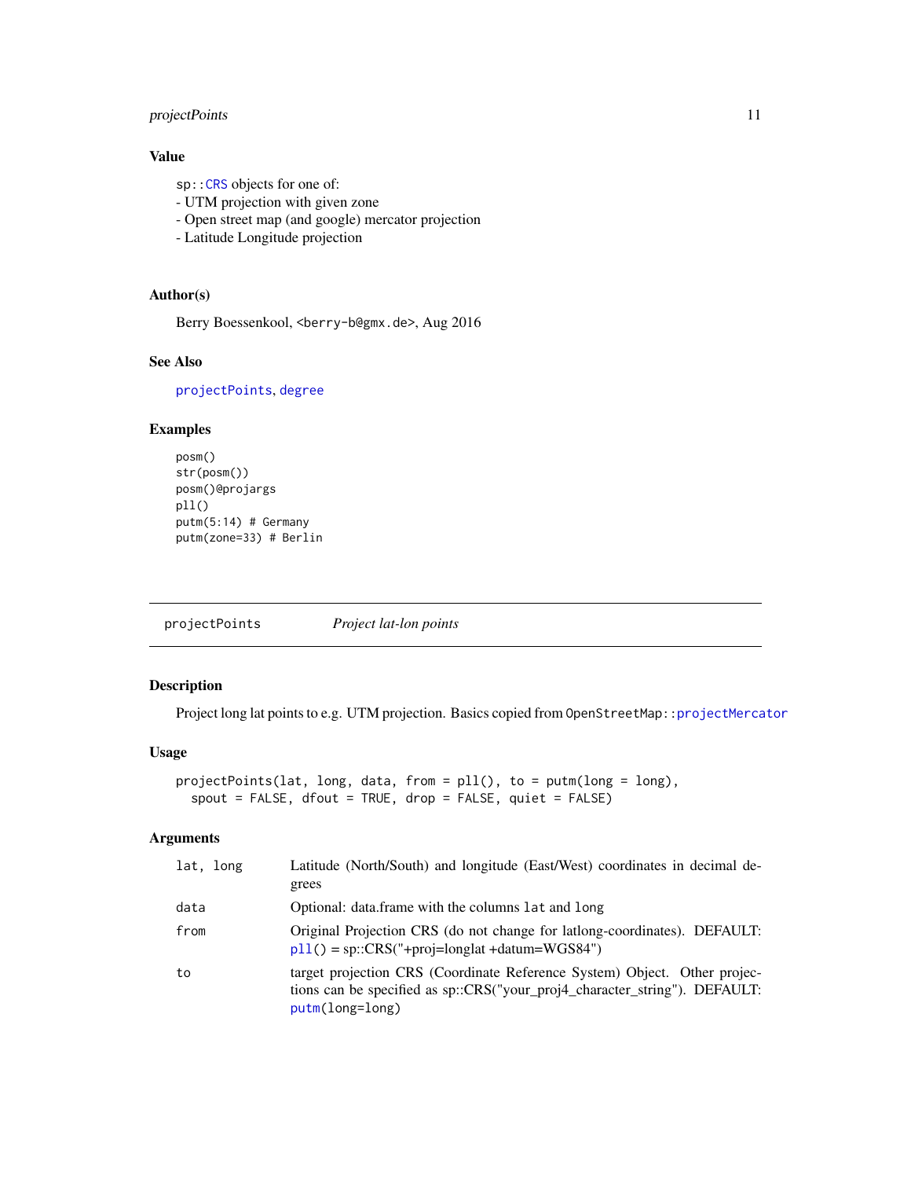## Value

sp::CRS objects for one of:
- UTM projection with given zone
- Open street map (and google) mercator projection
- Latitude Longitude projection

## Author(s)

Berry Boessenkool, <berry-b@gmx.de>, Aug 2016

## See Also

projectPoints, degree

## Examples

```
posm()
str(posm())
posm()@projargs
pll()
putm(5:14) # Germany
putm(zone=33) # Berlin
```

---

# projectPoints *Project lat-lon points*

---

## Description

Project long lat points to e.g. UTM projection. Basics copied from OpenStreetMap::projectMercator

## Usage

```
projectPoints(lat, long, data, from = pll(), to = putm(long = long),
  spout = FALSE, dfout = TRUE, drop = FALSE, quiet = FALSE)
```

## Arguments

| | |
|---|---|
| lat, long | Latitude (North/South) and longitude (East/West) coordinates in decimal degrees |
| data | Optional: data.frame with the columns lat and long |
| from | Original Projection CRS (do not change for latlong-coordinates). DEFAULT: pll() = sp::CRS("+proj=longlat +datum=WGS84") |
| to | target projection CRS (Coordinate Reference System) Object. Other projections can be specified as sp::CRS("your_proj4_character_string"). DEFAULT: putm(long=long) |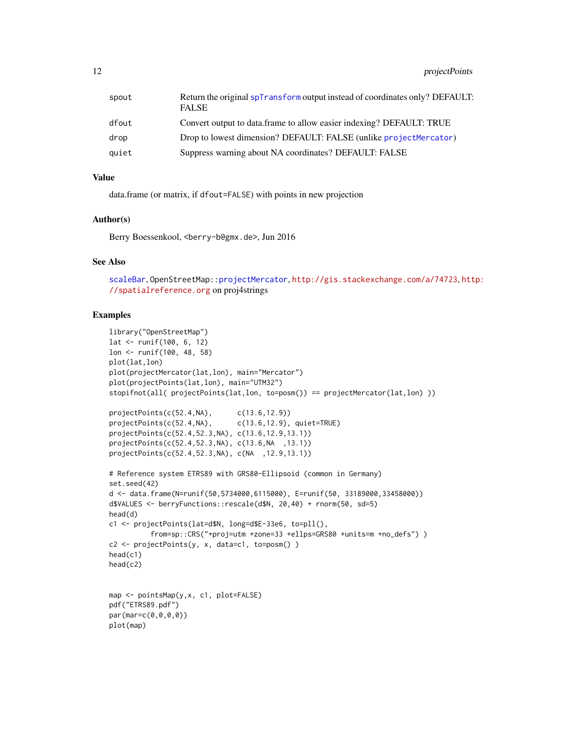| | |
|---|---|
| spout | Return the original spTransform output instead of coordinates only? DEFAULT: FALSE |
| dfout | Convert output to data.frame to allow easier indexing? DEFAULT: TRUE |
| drop | Drop to lowest dimension? DEFAULT: FALSE (unlike projectMercator) |
| quiet | Suppress warning about NA coordinates? DEFAULT: FALSE |

## Value

data.frame (or matrix, if `dfout=FALSE`) with points in new projection

## Author(s)

Berry Boessenkool, <berry-b@gmx.de>, Jun 2016

## See Also

scaleBar, OpenStreetMap::projectMercator, http://gis.stackexchange.com/a/74723, http://spatialreference.org on proj4strings

## Examples

```
library("OpenStreetMap")
lat <- runif(100, 6, 12)
lon <- runif(100, 48, 58)
plot(lat,lon)
plot(projectMercator(lat,lon), main="Mercator")
plot(projectPoints(lat,lon), main="UTM32")
stopifnot(all( projectPoints(lat,lon, to=posm()) == projectMercator(lat,lon) ))

projectPoints(c(52.4,NA),      c(13.6,12.9))
projectPoints(c(52.4,NA),      c(13.6,12.9), quiet=TRUE)
projectPoints(c(52.4,52.3,NA), c(13.6,12.9,13.1))
projectPoints(c(52.4,52.3,NA), c(13.6,NA  ,13.1))
projectPoints(c(52.4,52.3,NA), c(NA  ,12.9,13.1))

# Reference system ETRS89 with GRS80-Ellipsoid (common in Germany)
set.seed(42)
d <- data.frame(N=runif(50,5734000,6115000), E=runif(50, 33189000,33458000))
d$VALUES <- berryFunctions::rescale(d$N, 20,40) + rnorm(50, sd=5)
head(d)
c1 <- projectPoints(lat=d$N, long=d$E-33e6, to=pll(),
          from=sp::CRS("+proj=utm +zone=33 +ellps=GRS80 +units=m +no_defs") )
c2 <- projectPoints(y, x, data=c1, to=posm() )
head(c1)
head(c2)


map <- pointsMap(y,x, c1, plot=FALSE)
pdf("ETRS89.pdf")
par(mar=c(0,0,0,0))
plot(map)
```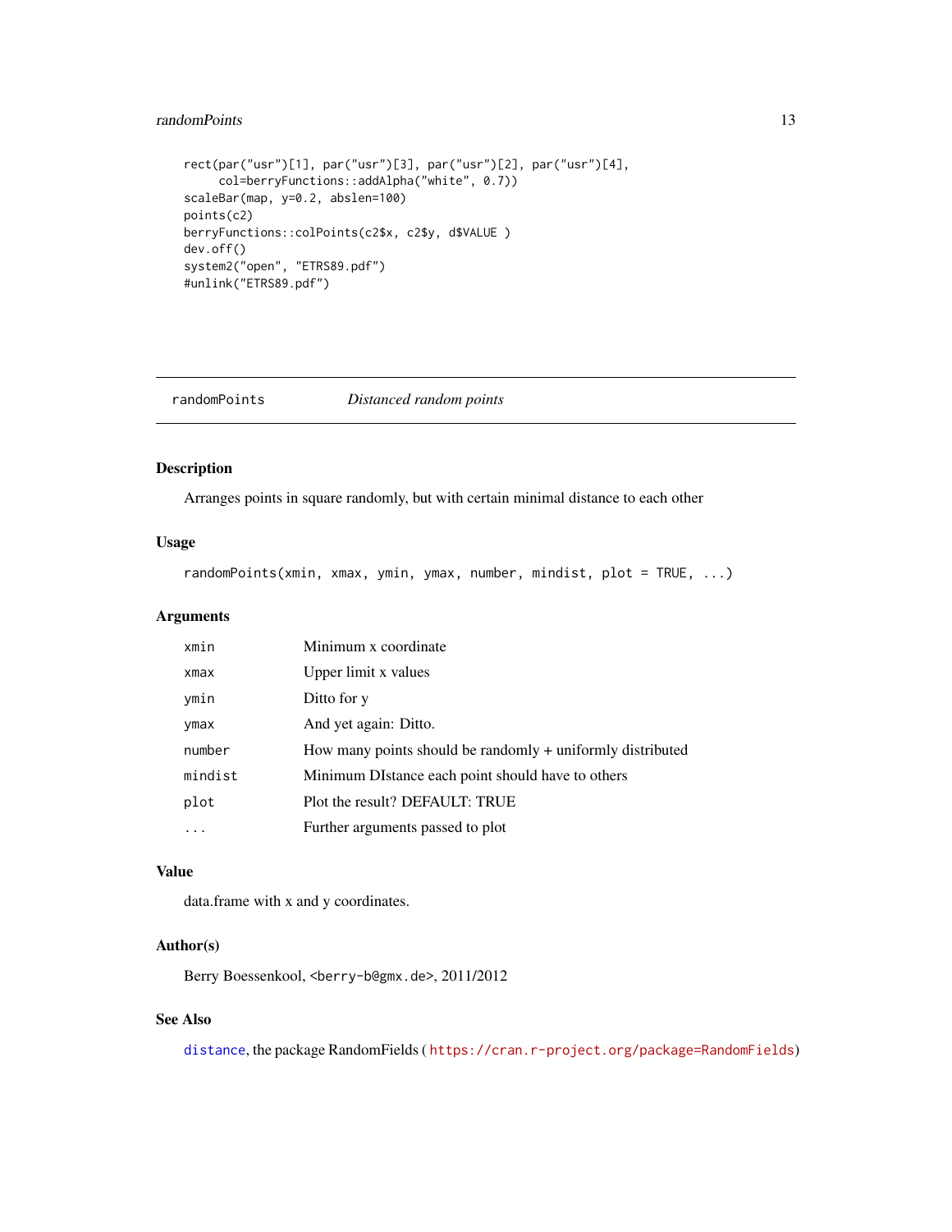```
rect(par("usr")[1], par("usr")[3], par("usr")[2], par("usr")[4],
     col=berryFunctions::addAlpha("white", 0.7))
scaleBar(map, y=0.2, abslen=100)
points(c2)
berryFunctions::colPoints(c2$x, c2$y, d$VALUE )
dev.off()
system2("open", "ETRS89.pdf")
#unlink("ETRS89.pdf")
```

---

## randomPoints — *Distanced random points*

---

### Description

Arranges points in square randomly, but with certain minimal distance to each other

### Usage

```
randomPoints(xmin, xmax, ymin, ymax, number, mindist, plot = TRUE, ...)
```

### Arguments

| | |
|---|---|
| `xmin` | Minimum x coordinate |
| `xmax` | Upper limit x values |
| `ymin` | Ditto for y |
| `ymax` | And yet again: Ditto. |
| `number` | How many points should be randomly + uniformly distributed |
| `mindist` | Minimum DIstance each point should have to others |
| `plot` | Plot the result? DEFAULT: TRUE |
| `...` | Further arguments passed to plot |

### Value

data.frame with x and y coordinates.

### Author(s)

Berry Boessenkool, <berry-b@gmx.de>, 2011/2012

### See Also

`distance`, the package RandomFields ( `https://cran.r-project.org/package=RandomFields`)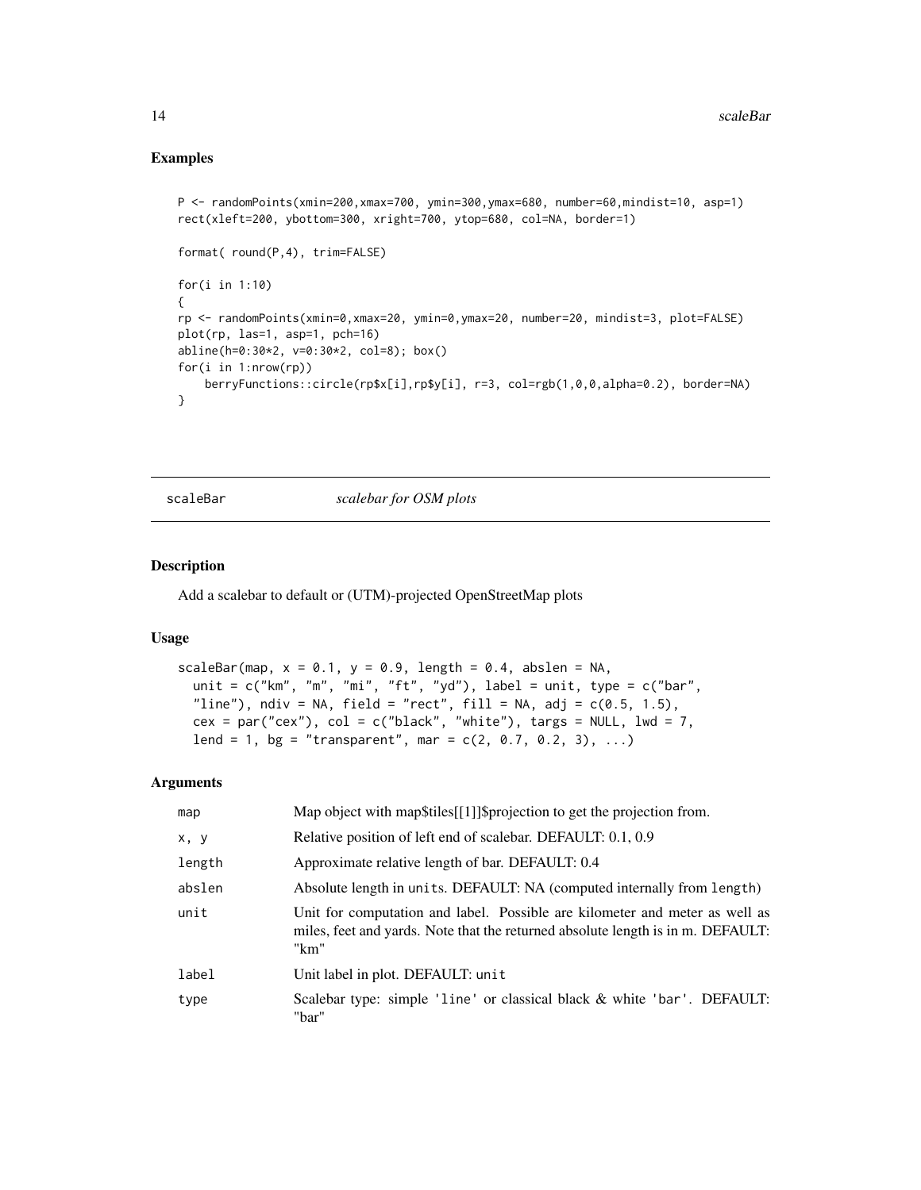### Examples

```
P <- randomPoints(xmin=200,xmax=700, ymin=300,ymax=680, number=60,mindist=10, asp=1)
rect(xleft=200, ybottom=300, xright=700, ytop=680, col=NA, border=1)

format( round(P,4), trim=FALSE)

for(i in 1:10)
{
rp <- randomPoints(xmin=0,xmax=20, ymin=0,ymax=20, number=20, mindist=3, plot=FALSE)
plot(rp, las=1, asp=1, pch=16)
abline(h=0:30*2, v=0:30*2, col=8); box()
for(i in 1:nrow(rp))
    berryFunctions::circle(rp$x[i],rp$y[i], r=3, col=rgb(1,0,0,alpha=0.2), border=NA)
}
```

## scaleBar *scalebar for OSM plots*

### Description

Add a scalebar to default or (UTM)-projected OpenStreetMap plots

### Usage

```
scaleBar(map, x = 0.1, y = 0.9, length = 0.4, abslen = NA,
  unit = c("km", "m", "mi", "ft", "yd"), label = unit, type = c("bar",
  "line"), ndiv = NA, field = "rect", fill = NA, adj = c(0.5, 1.5),
  cex = par("cex"), col = c("black", "white"), targs = NULL, lwd = 7,
  lend = 1, bg = "transparent", mar = c(2, 0.7, 0.2, 3), ...)
```

### Arguments

| | |
|---|---|
| map | Map object with map$tiles[[1]]$projection to get the projection from. |
| x, y | Relative position of left end of scalebar. DEFAULT: 0.1, 0.9 |
| length | Approximate relative length of bar. DEFAULT: 0.4 |
| abslen | Absolute length in units. DEFAULT: NA (computed internally from length) |
| unit | Unit for computation and label. Possible are kilometer and meter as well as miles, feet and yards. Note that the returned absolute length is in m. DEFAULT: "km" |
| label | Unit label in plot. DEFAULT: unit |
| type | Scalebar type: simple 'line' or classical black & white 'bar'. DEFAULT: "bar" |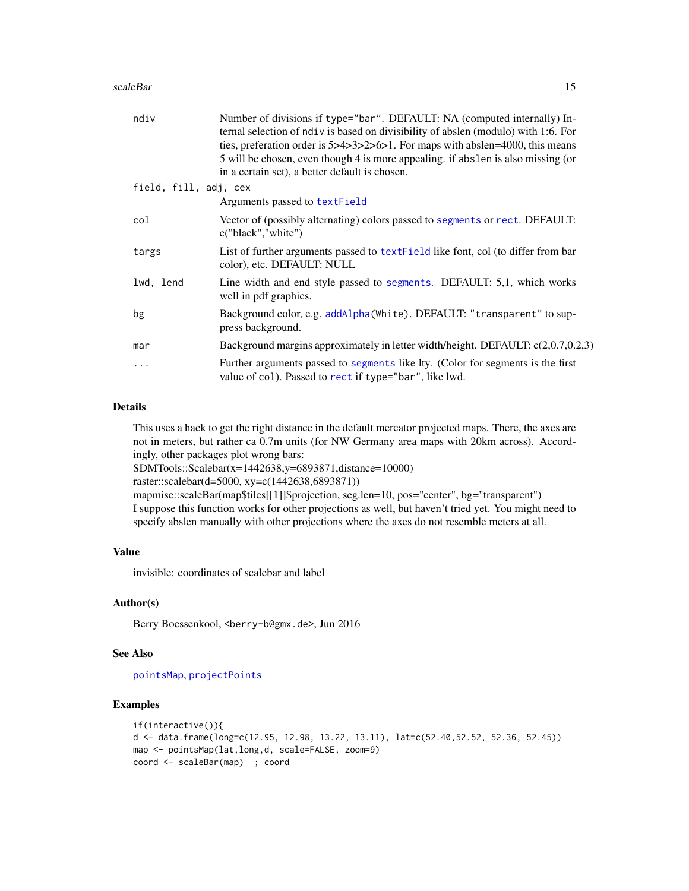| | |
|---|---|
| ndiv | Number of divisions if type="bar". DEFAULT: NA (computed internally) Internal selection of ndiv is based on divisibility of abslen (modulo) with 1:6. For ties, preferation order is 5>4>3>2>6>1. For maps with abslen=4000, this means 5 will be chosen, even though 4 is more appealing. if abslen is also missing (or in a certain set), a better default is chosen. |
| field, fill, adj, cex | Arguments passed to textField |
| col | Vector of (possibly alternating) colors passed to segments or rect. DEFAULT: c("black","white") |
| targs | List of further arguments passed to textField like font, col (to differ from bar color), etc. DEFAULT: NULL |
| lwd, lend | Line width and end style passed to segments. DEFAULT: 5,1, which works well in pdf graphics. |
| bg | Background color, e.g. addAlpha(White). DEFAULT: "transparent" to suppress background. |
| mar | Background margins approximately in letter width/height. DEFAULT: c(2,0.7,0.2,3) |
| ... | Further arguments passed to segments like lty. (Color for segments is the first value of col). Passed to rect if type="bar", like lwd. |

## Details

This uses a hack to get the right distance in the default mercator projected maps. There, the axes are not in meters, but rather ca 0.7m units (for NW Germany area maps with 20km across). Accordingly, other packages plot wrong bars:
SDMTools::Scalebar(x=1442638,y=6893871,distance=10000)
raster::scalebar(d=5000, xy=c(1442638,6893871))
mapmisc::scaleBar(map$tiles[[1]]$projection, seg.len=10, pos="center", bg="transparent")
I suppose this function works for other projections as well, but haven't tried yet. You might need to specify abslen manually with other projections where the axes do not resemble meters at all.

## Value

invisible: coordinates of scalebar and label

## Author(s)

Berry Boessenkool, <berry-b@gmx.de>, Jun 2016

## See Also

pointsMap, projectPoints

## Examples

```
if(interactive()){
d <- data.frame(long=c(12.95, 12.98, 13.22, 13.11), lat=c(52.40,52.52, 52.36, 52.45))
map <- pointsMap(lat,long,d, scale=FALSE, zoom=9)
coord <- scaleBar(map)  ; coord
```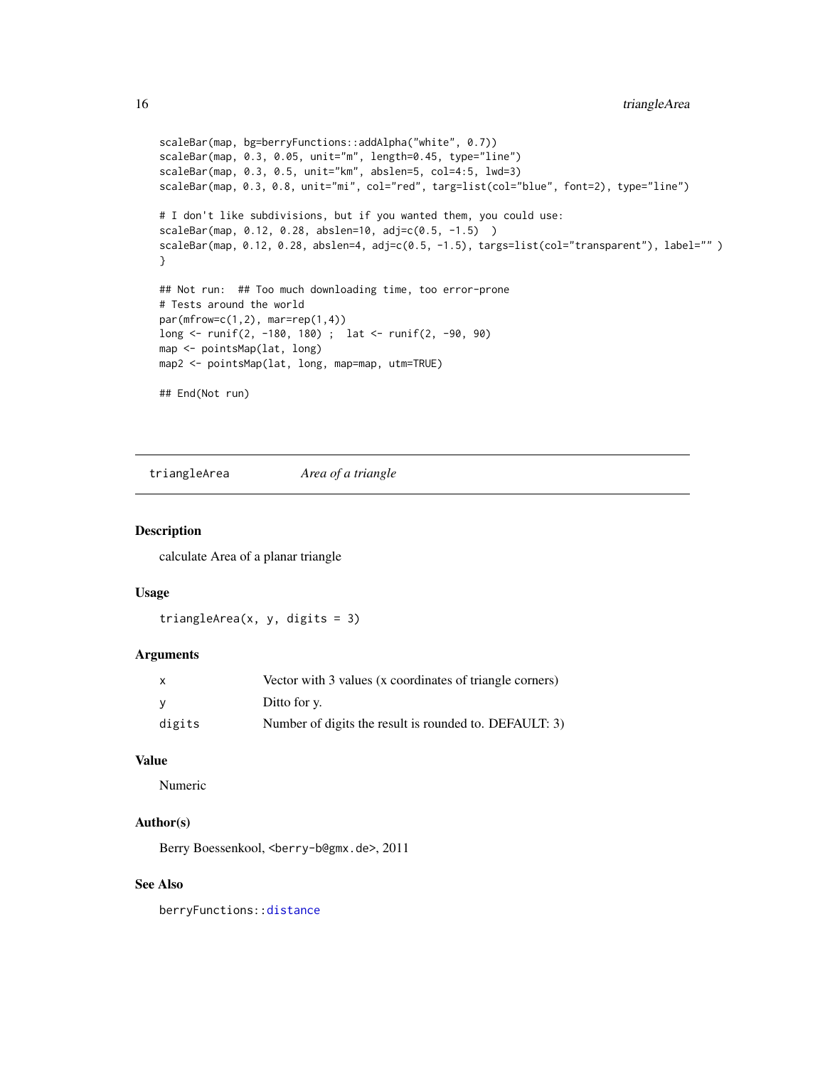```
scaleBar(map, bg=berryFunctions::addAlpha("white", 0.7))
scaleBar(map, 0.3, 0.05, unit="m", length=0.45, type="line")
scaleBar(map, 0.3, 0.5, unit="km", abslen=5, col=4:5, lwd=3)
scaleBar(map, 0.3, 0.8, unit="mi", col="red", targ=list(col="blue", font=2), type="line")

# I don't like subdivisions, but if you wanted them, you could use:
scaleBar(map, 0.12, 0.28, abslen=10, adj=c(0.5, -1.5)  )
scaleBar(map, 0.12, 0.28, abslen=4, adj=c(0.5, -1.5), targs=list(col="transparent"), label="" )
}

## Not run:  ## Too much downloading time, too error-prone
# Tests around the world
par(mfrow=c(1,2), mar=rep(1,4))
long <- runif(2, -180, 180) ;  lat <- runif(2, -90, 90)
map <- pointsMap(lat, long)
map2 <- pointsMap(lat, long, map=map, utm=TRUE)

## End(Not run)
```

---

## triangleArea — *Area of a triangle*

### Description

calculate Area of a planar triangle

### Usage

```
triangleArea(x, y, digits = 3)
```

### Arguments

| | |
|---|---|
| x | Vector with 3 values (x coordinates of triangle corners) |
| y | Ditto for y. |
| digits | Number of digits the result is rounded to. DEFAULT: 3) |

### Value

Numeric

### Author(s)

Berry Boessenkool, <berry-b@gmx.de>, 2011

### See Also

berryFunctions::distance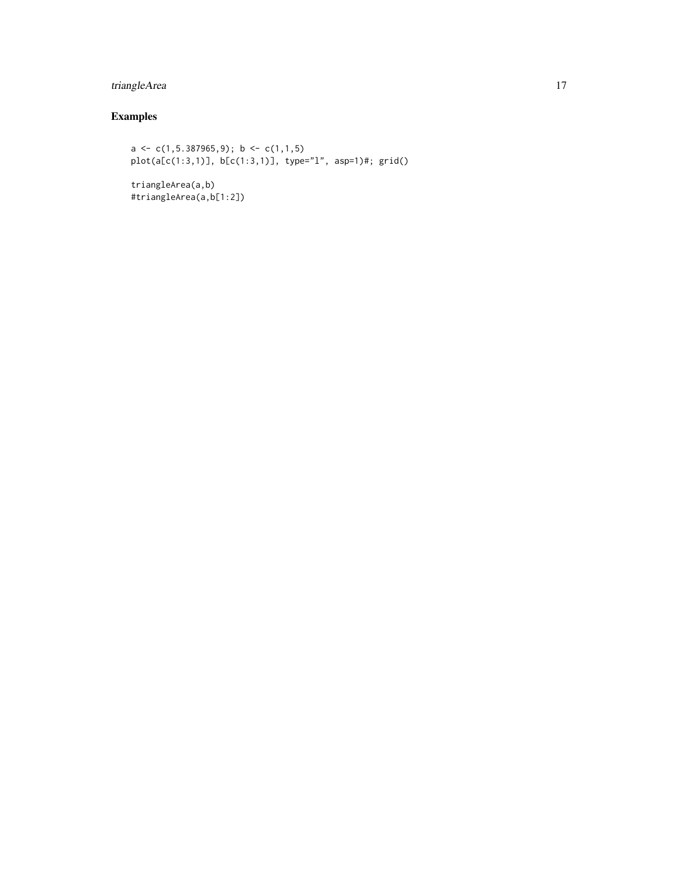## Examples

```
a <- c(1,5.387965,9); b <- c(1,1,5)
plot(a[c(1:3,1)], b[c(1:3,1)], type="l", asp=1)#; grid()

triangleArea(a,b)
#triangleArea(a,b[1:2])
```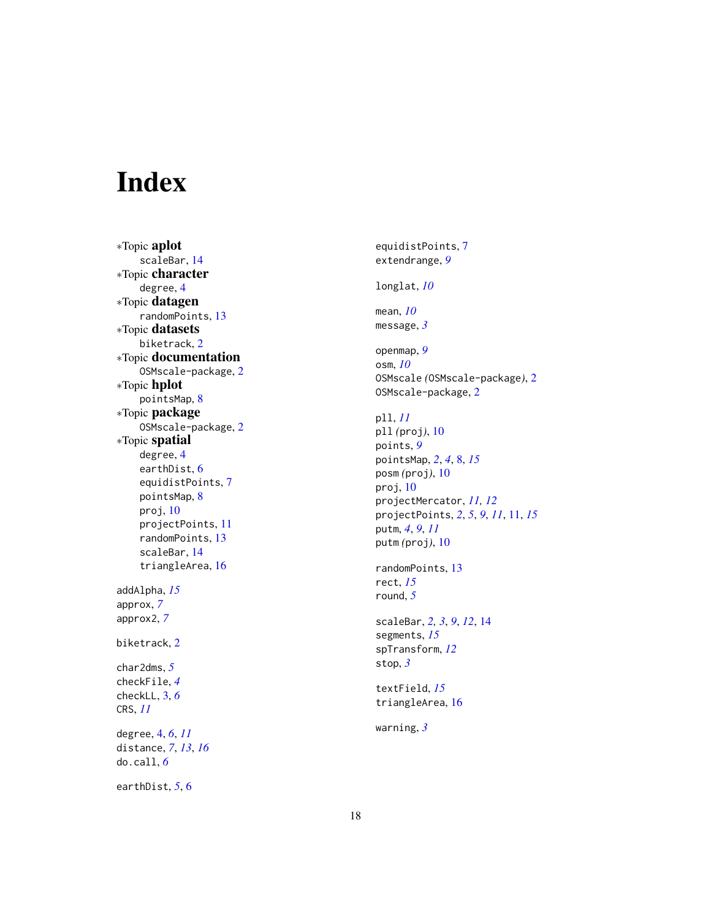# Index

*Topic **aplot**
  scaleBar, 14
*Topic **character**
  degree, 4
*Topic **datagen**
  randomPoints, 13
*Topic **datasets**
  biketrack, 2
*Topic **documentation**
  OSMscale-package, 2
*Topic **hplot**
  pointsMap, 8
*Topic **package**
  OSMscale-package, 2
*Topic **spatial**
  degree, 4
  earthDist, 6
  equidistPoints, 7
  pointsMap, 8
  proj, 10
  projectPoints, 11
  randomPoints, 13
  scaleBar, 14
  triangleArea, 16

addAlpha, *15*
approx, *7*
approx2, *7*

biketrack, 2

char2dms, *5*
checkFile, *4*
checkLL, 3, *6*
CRS, *11*

degree, 4, *6*, *11*
distance, *7*, *13*, *16*
do.call, *6*

earthDist, *5*, 6
equidistPoints, 7
extendrange, *9*

longlat, *10*

mean, *10*
message, *3*

openmap, *9*
osm, *10*
OSMscale *(*OSMscale-package*)*, 2
OSMscale-package, 2

pll, *11*
pll *(*proj*)*, 10
points, *9*
pointsMap, *2*, *4*, 8, *15*
posm *(*proj*)*, 10
proj, 10
projectMercator, *11*, *12*
projectPoints, *2*, *5*, *9*, *11*, 11, *15*
putm, *4*, *9*, *11*
putm *(*proj*)*, 10

randomPoints, 13
rect, *15*
round, *5*

scaleBar, *2*, *3*, *9*, *12*, 14
segments, *15*
spTransform, *12*
stop, *3*

textField, *15*
triangleArea, 16

warning, *3*